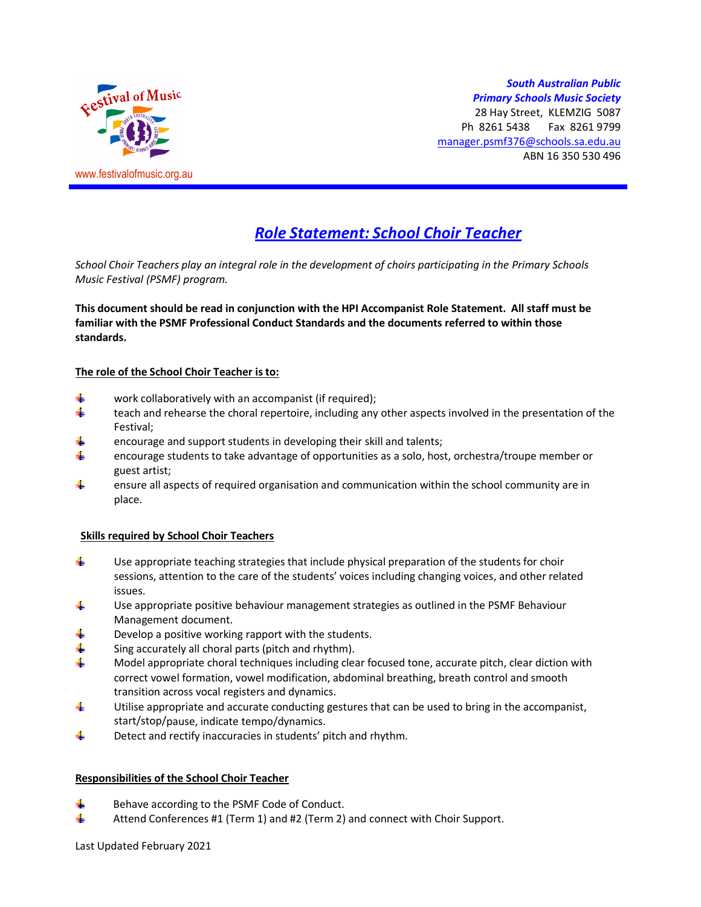www.festivalofmusic.org.au

***South Australian Public***
***Primary Schools Music Society***
28 Hay Street, KLEMZIG 5087
Ph 8261 5438 Fax 8261 9799
manager.psmf376@schools.sa.edu.au
ABN 16 350 530 496

# *Role Statement: School Choir Teacher*

*School Choir Teachers play an integral role in the development of choirs participating in the Primary Schools Music Festival (PSMF) program.*

**This document should be read in conjunction with the HPI Accompanist Role Statement. All staff must be familiar with the PSMF Professional Conduct Standards and the documents referred to within those standards.**

## The role of the School Choir Teacher is to:

- work collaboratively with an accompanist (if required);
- teach and rehearse the choral repertoire, including any other aspects involved in the presentation of the Festival;
- encourage and support students in developing their skill and talents;
- encourage students to take advantage of opportunities as a solo, host, orchestra/troupe member or guest artist;
- ensure all aspects of required organisation and communication within the school community are in place.

## Skills required by School Choir Teachers

- Use appropriate teaching strategies that include physical preparation of the students for choir sessions, attention to the care of the students' voices including changing voices, and other related issues.
- Use appropriate positive behaviour management strategies as outlined in the PSMF Behaviour Management document.
- Develop a positive working rapport with the students.
- Sing accurately all choral parts (pitch and rhythm).
- Model appropriate choral techniques including clear focused tone, accurate pitch, clear diction with correct vowel formation, vowel modification, abdominal breathing, breath control and smooth transition across vocal registers and dynamics.
- Utilise appropriate and accurate conducting gestures that can be used to bring in the accompanist, start/stop/pause, indicate tempo/dynamics.
- Detect and rectify inaccuracies in students' pitch and rhythm.

## Responsibilities of the School Choir Teacher

- Behave according to the PSMF Code of Conduct.
- Attend Conferences #1 (Term 1) and #2 (Term 2) and connect with Choir Support.

Last Updated February 2021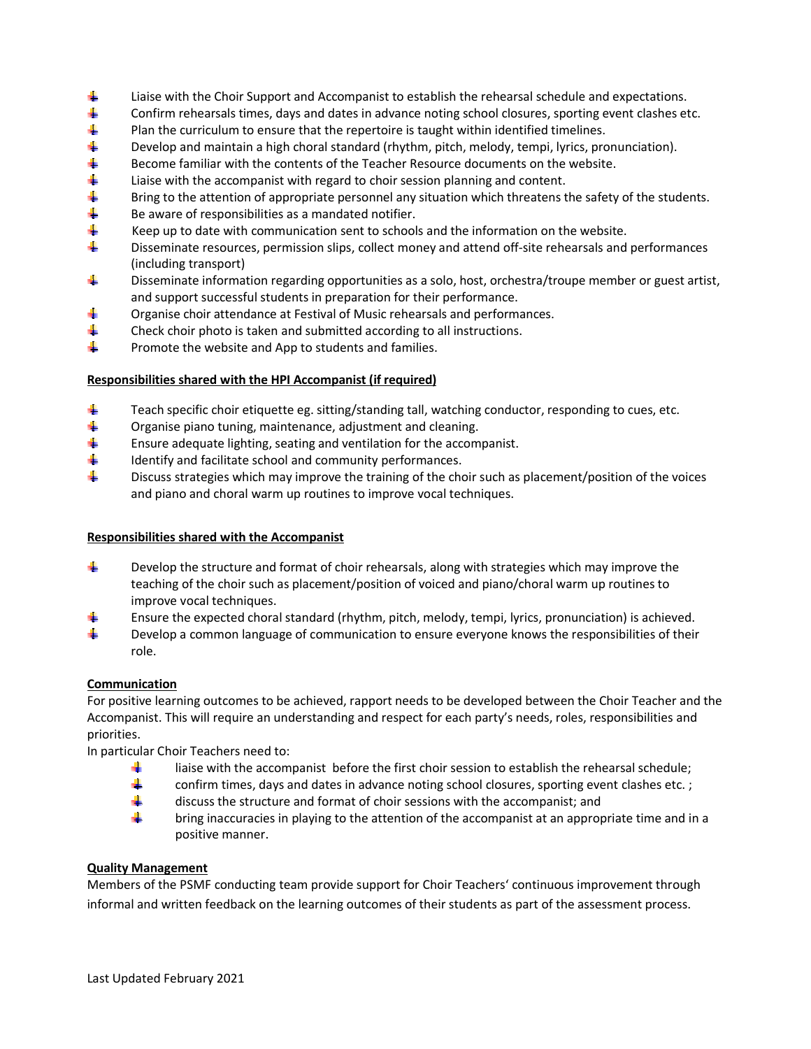- Liaise with the Choir Support and Accompanist to establish the rehearsal schedule and expectations.
- Confirm rehearsals times, days and dates in advance noting school closures, sporting event clashes etc.
- Plan the curriculum to ensure that the repertoire is taught within identified timelines.
- Develop and maintain a high choral standard (rhythm, pitch, melody, tempi, lyrics, pronunciation).
- Become familiar with the contents of the Teacher Resource documents on the website.
- Liaise with the accompanist with regard to choir session planning and content.
- Bring to the attention of appropriate personnel any situation which threatens the safety of the students.
- Be aware of responsibilities as a mandated notifier.
- Keep up to date with communication sent to schools and the information on the website.
- Disseminate resources, permission slips, collect money and attend off-site rehearsals and performances (including transport)
- Disseminate information regarding opportunities as a solo, host, orchestra/troupe member or guest artist, and support successful students in preparation for their performance.
- Organise choir attendance at Festival of Music rehearsals and performances.
- Check choir photo is taken and submitted according to all instructions.
- Promote the website and App to students and families.

**Responsibilities shared with the HPI Accompanist (if required)**

- Teach specific choir etiquette eg. sitting/standing tall, watching conductor, responding to cues, etc.
- Organise piano tuning, maintenance, adjustment and cleaning.
- Ensure adequate lighting, seating and ventilation for the accompanist.
- Identify and facilitate school and community performances.
- Discuss strategies which may improve the training of the choir such as placement/position of the voices and piano and choral warm up routines to improve vocal techniques.

**Responsibilities shared with the Accompanist**

- Develop the structure and format of choir rehearsals, along with strategies which may improve the teaching of the choir such as placement/position of voiced and piano/choral warm up routines to improve vocal techniques.
- Ensure the expected choral standard (rhythm, pitch, melody, tempi, lyrics, pronunciation) is achieved.
- Develop a common language of communication to ensure everyone knows the responsibilities of their role.

**Communication**

For positive learning outcomes to be achieved, rapport needs to be developed between the Choir Teacher and the Accompanist. This will require an understanding and respect for each party's needs, roles, responsibilities and priorities.

In particular Choir Teachers need to:

- liaise with the accompanist before the first choir session to establish the rehearsal schedule;
- confirm times, days and dates in advance noting school closures, sporting event clashes etc. ;
- discuss the structure and format of choir sessions with the accompanist; and
- bring inaccuracies in playing to the attention of the accompanist at an appropriate time and in a positive manner.

**Quality Management**

Members of the PSMF conducting team provide support for Choir Teachers' continuous improvement through informal and written feedback on the learning outcomes of their students as part of the assessment process.

Last Updated February 2021